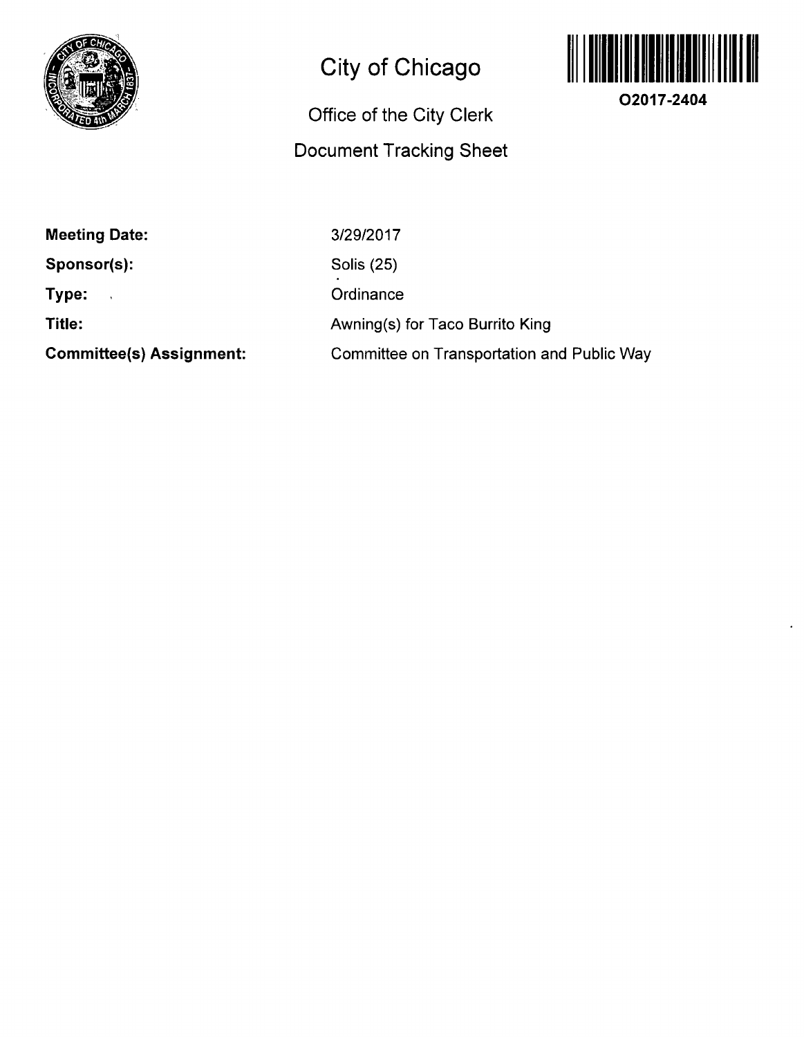# City of Chicago

## Office of the City Clerk

## Document Tracking Sheet

**O2017-2404**

| | |
|---|---|
| **Meeting Date:** | 3/29/2017 |
| **Sponsor(s):** | Solis (25) |
| **Type:** | Ordinance |
| **Title:** | Awning(s) for Taco Burrito King |
| **Committee(s) Assignment:** | Committee on Transportation and Public Way |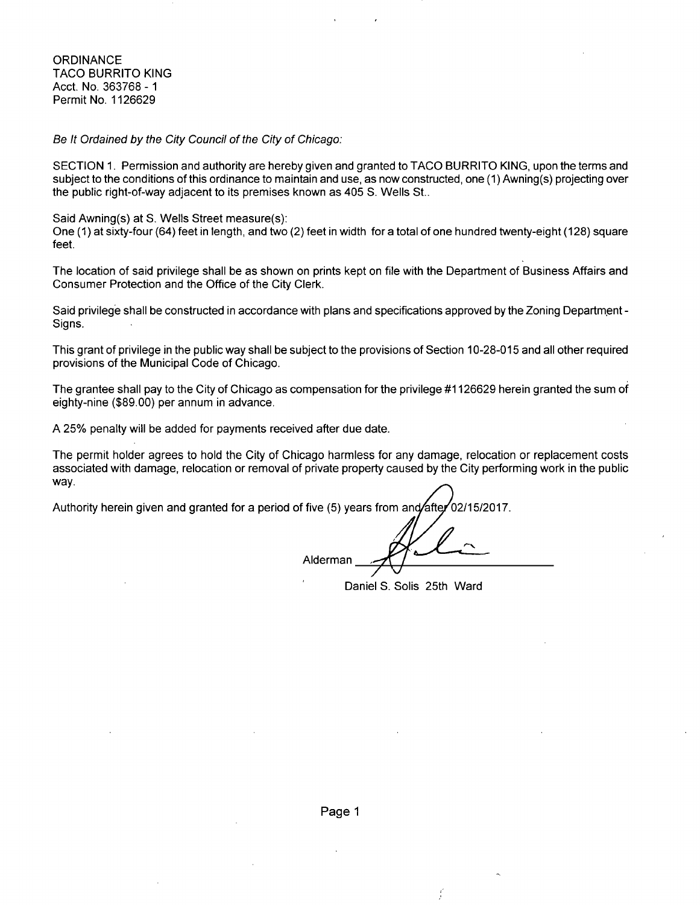ORDINANCE
TACO BURRITO KING
Acct. No. 363768 - 1
Permit No. 1126629

*Be It Ordained by the City Council of the City of Chicago:*

SECTION 1. Permission and authority are hereby given and granted to TACO BURRITO KING, upon the terms and subject to the conditions of this ordinance to maintain and use, as now constructed, one (1) Awning(s) projecting over the public right-of-way adjacent to its premises known as 405 S. Wells St..

Said Awning(s) at S. Wells Street measure(s):
One (1) at sixty-four (64) feet in length, and two (2) feet in width for a total of one hundred twenty-eight (128) square feet.

The location of said privilege shall be as shown on prints kept on file with the Department of Business Affairs and Consumer Protection and the Office of the City Clerk.

Said privilege shall be constructed in accordance with plans and specifications approved by the Zoning Department - Signs.

This grant of privilege in the public way shall be subject to the provisions of Section 10-28-015 and all other required provisions of the Municipal Code of Chicago.

The grantee shall pay to the City of Chicago as compensation for the privilege #1126629 herein granted the sum of eighty-nine ($89.00) per annum in advance.

A 25% penalty will be added for payments received after due date.

The permit holder agrees to hold the City of Chicago harmless for any damage, relocation or replacement costs associated with damage, relocation or removal of private property caused by the City performing work in the public way.

Authority herein given and granted for a period of five (5) years from and after 02/15/2017.

Alderman ______________________

Daniel S. Solis 25th Ward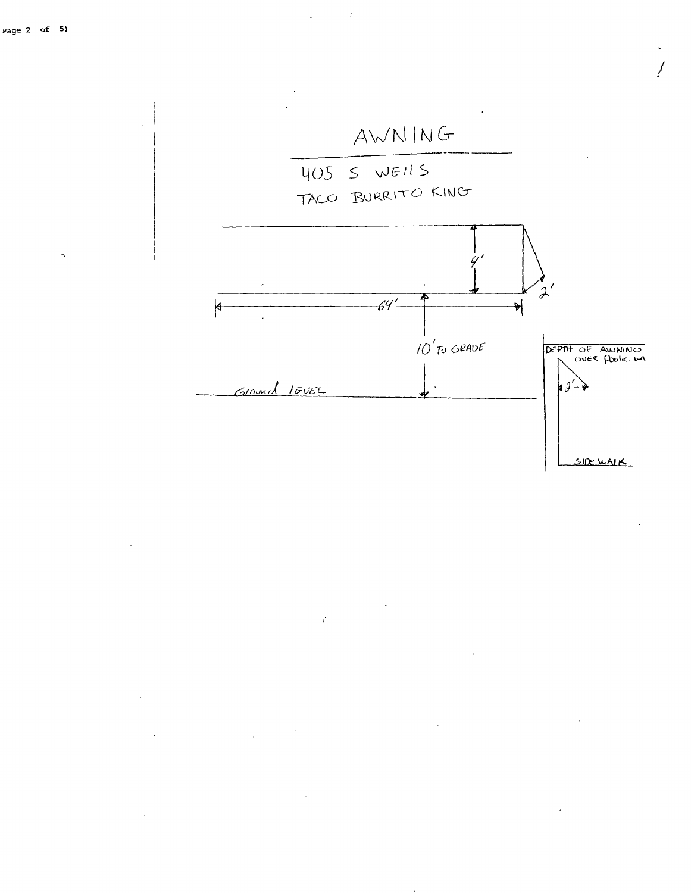# AWNING

405 S WELLS

TACO BURRITO KING

4'

2'

64'

10' TO GRADE

Ground level

DEPTH OF AWNING OVER Public WA

2'

SIDE WALK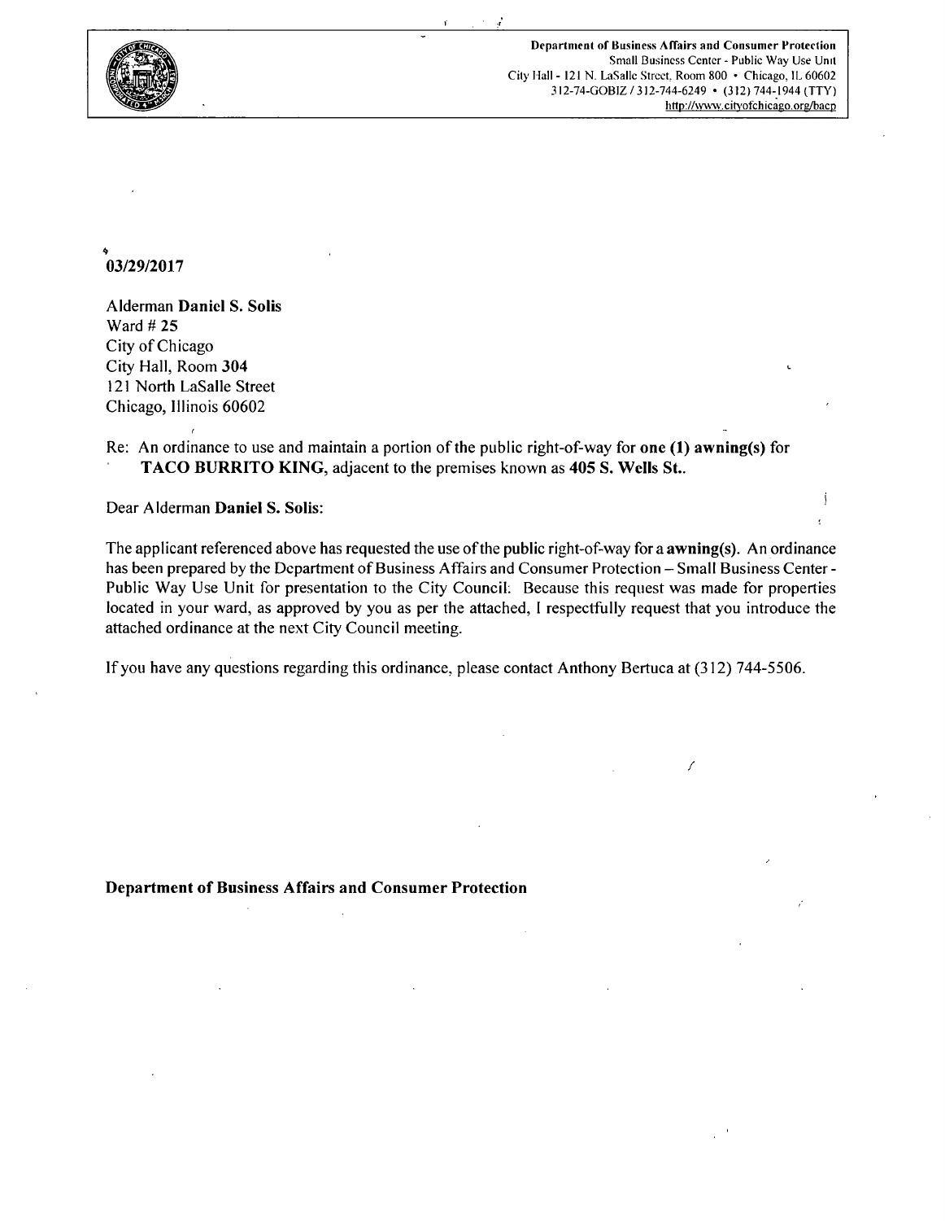**Department of Business Affairs and Consumer Protection**
Small Business Center - Public Way Use Unit
City Hall - 121 N. LaSalle Street, Room 800 • Chicago, IL 60602
312-74-GOBIZ / 312-744-6249 • (312) 744-1944 (TTY)
http://www.cityofchicago.org/bacp

**03/29/2017**

Alderman **Daniel S. Solis**
Ward # **25**
City of Chicago
City Hall, Room **304**
121 North LaSalle Street
Chicago, Illinois 60602

Re: An ordinance to use and maintain a portion of the public right-of-way for **one (1) awning(s)** for **TACO BURRITO KING**, adjacent to the premises known as **405 S. Wells St.**.

Dear Alderman **Daniel S. Solis**:

The applicant referenced above has requested the use of the public right-of-way for a **awning(s)**. An ordinance has been prepared by the Department of Business Affairs and Consumer Protection – Small Business Center - Public Way Use Unit for presentation to the City Council. Because this request was made for properties located in your ward, as approved by you as per the attached, I respectfully request that you introduce the attached ordinance at the next City Council meeting.

If you have any questions regarding this ordinance, please contact Anthony Bertuca at (312) 744-5506.

**Department of Business Affairs and Consumer Protection**